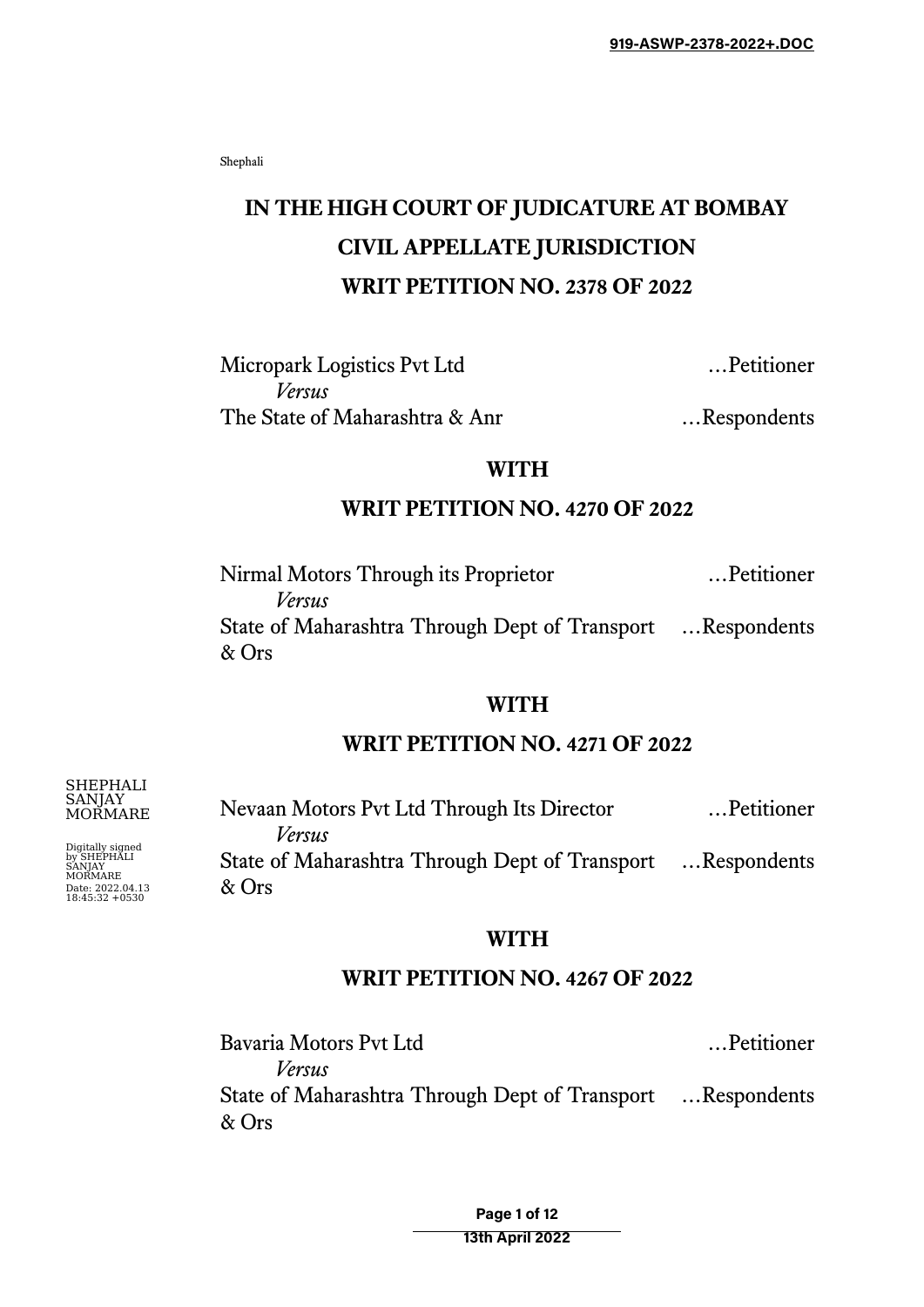Shephali

# IN THE HIGH COURT OF JUDICATURE AT BOMBAY

## CIVIL APPELLATE JURISDICTION

## WRIT PETITION NO. 2378 OF 2022

Micropark Logistics Pvt Ltd …Petitioner

*Versus*

The State of Maharashtra & Anr …Respondents

## WITH

## WRIT PETITION NO. 4270 OF 2022

Nirmal Motors Through its Proprietor …Petitioner

*Versus*

State of Maharashtra Through Dept of Transport & Ors …Respondents

## WITH

## WRIT PETITION NO. 4271 OF 2022

Nevaan Motors Pvt Ltd Through Its Director …Petitioner

*Versus*

State of Maharashtra Through Dept of Transport & Ors …Respondents

## WITH

## WRIT PETITION NO. 4267 OF 2022

Bavaria Motors Pvt Ltd …Petitioner

*Versus*

State of Maharashtra Through Dept of Transport & Ors …Respondents

SHEPHALI SANJAY MORMARE

Digitally signed by SHEPHALI SANJAY MORMARE Date: 2022.04.13 18:45:32 +0530

13th April 2022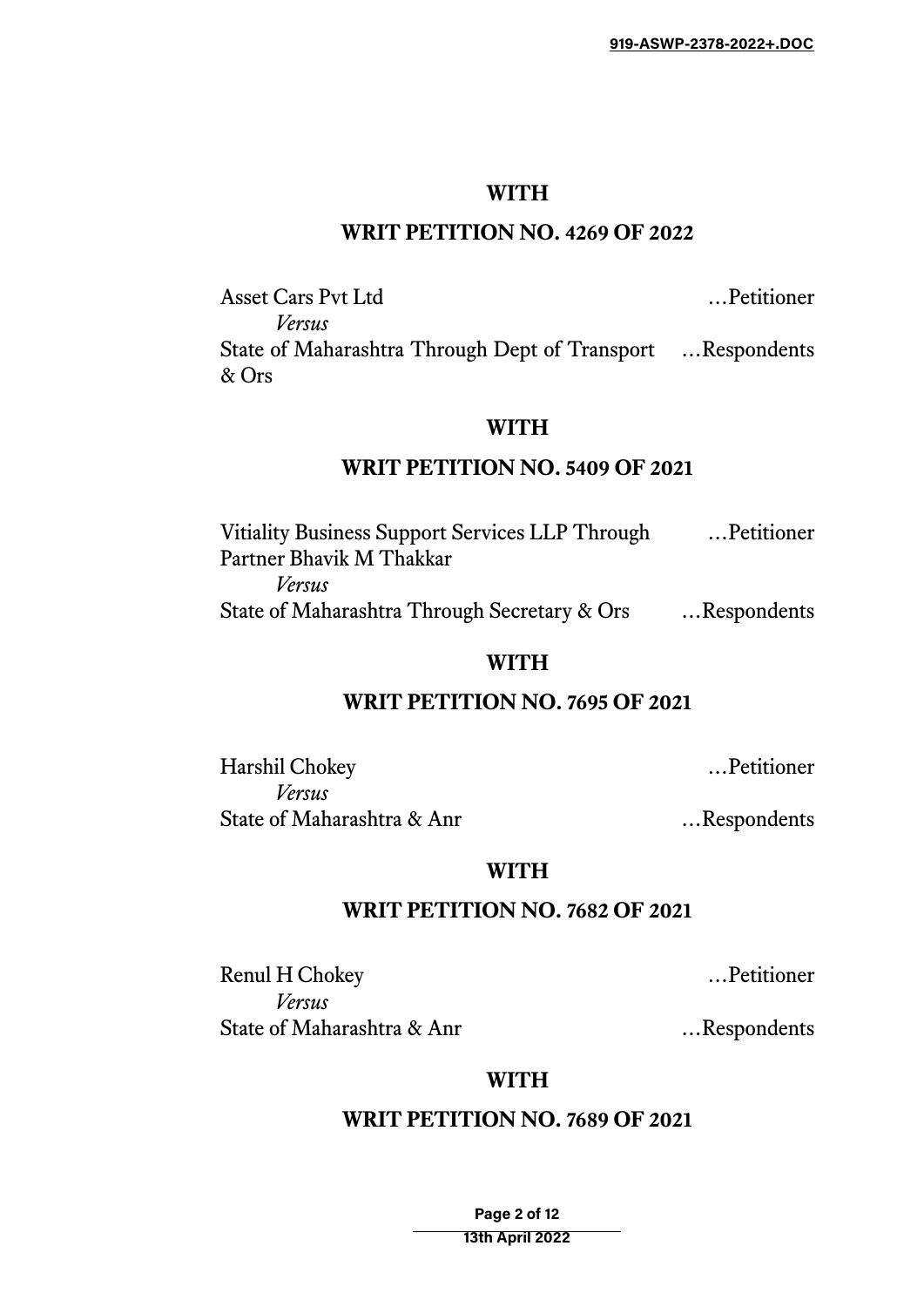**WITH**

**WRIT PETITION NO. 4269 OF 2022**

Asset Cars Pvt Ltd …Petitioner

*Versus*

State of Maharashtra Through Dept of Transport & Ors …Respondents

**WITH**

**WRIT PETITION NO. 5409 OF 2021**

Vitiality Business Support Services LLP Through Partner Bhavik M Thakkar …Petitioner

*Versus*

State of Maharashtra Through Secretary & Ors …Respondents

**WITH**

**WRIT PETITION NO. 7695 OF 2021**

Harshil Chokey …Petitioner

*Versus*

State of Maharashtra & Anr …Respondents

**WITH**

**WRIT PETITION NO. 7682 OF 2021**

Renul H Chokey …Petitioner

*Versus*

State of Maharashtra & Anr …Respondents

**WITH**

**WRIT PETITION NO. 7689 OF 2021**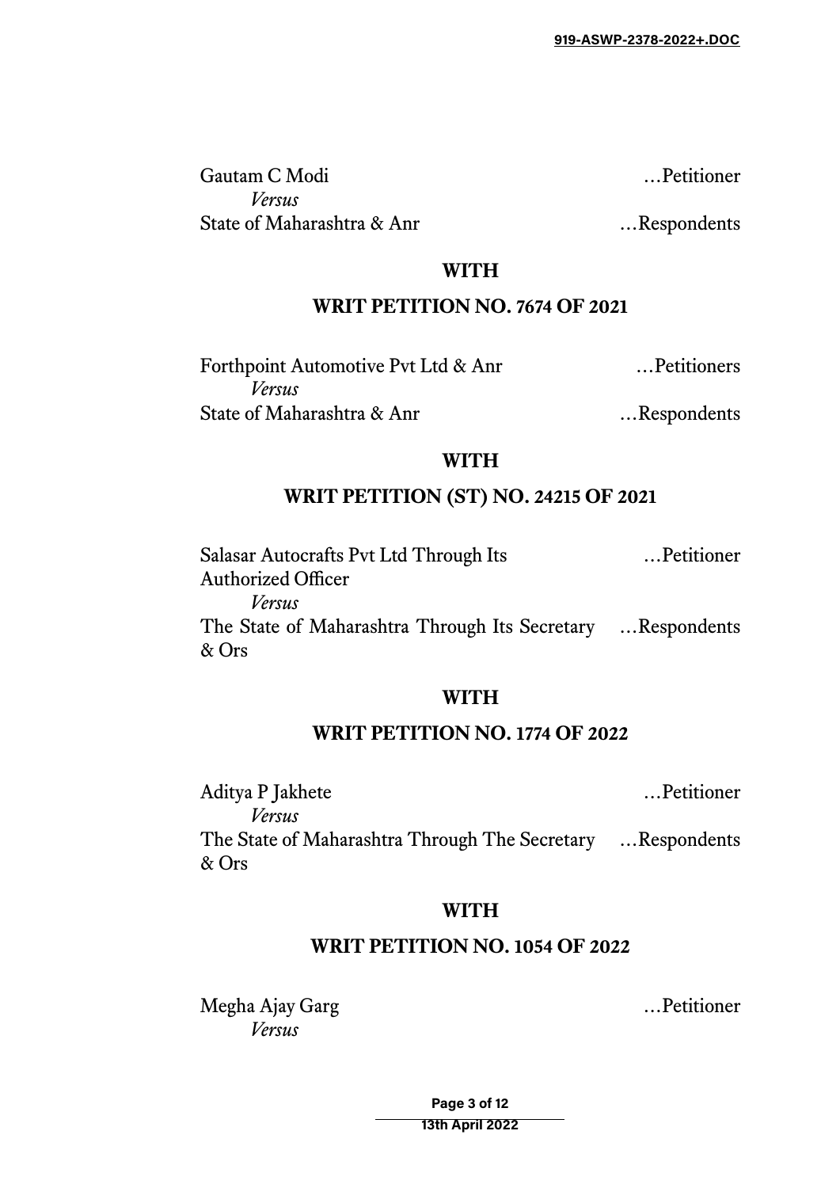Gautam C Modi …Petitioner

*Versus*

State of Maharashtra & Anr …Respondents

**WITH**

**WRIT PETITION NO. 7674 OF 2021**

Forthpoint Automotive Pvt Ltd & Anr …Petitioners

*Versus*

State of Maharashtra & Anr …Respondents

**WITH**

**WRIT PETITION (ST) NO. 24215 OF 2021**

Salasar Autocrafts Pvt Ltd Through Its Authorized Officer …Petitioner

*Versus*

The State of Maharashtra Through Its Secretary & Ors …Respondents

**WITH**

**WRIT PETITION NO. 1774 OF 2022**

Aditya P Jakhete …Petitioner

*Versus*

The State of Maharashtra Through The Secretary & Ors …Respondents

**WITH**

**WRIT PETITION NO. 1054 OF 2022**

Megha Ajay Garg …Petitioner

*Versus*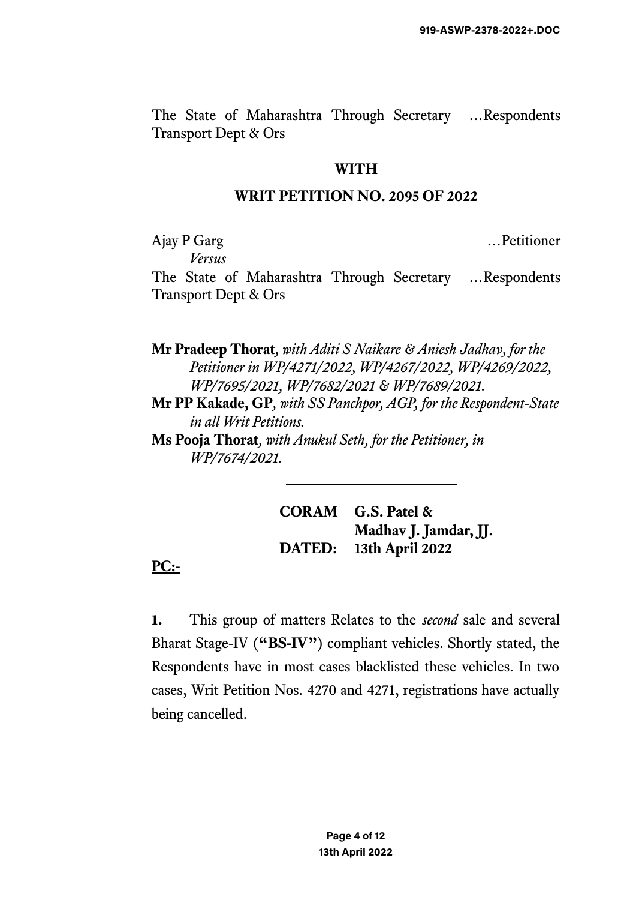The State of Maharashtra Through Secretary Transport Dept & Ors ...Respondents

**WITH**

**WRIT PETITION NO. 2095 OF 2022**

Ajay P Garg ...Petitioner

*Versus*

The State of Maharashtra Through Secretary Transport Dept & Ors ...Respondents

---

**Mr Pradeep Thorat**, *with Aditi S Naikare & Aniesh Jadhav, for the Petitioner in WP/4271/2022, WP/4267/2022, WP/4269/2022, WP/7695/2021, WP/7682/2021 & WP/7689/2021.*

**Mr PP Kakade, GP**, *with SS Panchpor, AGP, for the Respondent-State in all Writ Petitions.*

**Ms Pooja Thorat**, *with Anukul Seth, for the Petitioner, in WP/7674/2021.*

---

**CORAM G.S. Patel & Madhav J. Jamdar, JJ.**

**DATED: 13th April 2022**

**PC:-**

**1.** This group of matters Relates to the *second* sale and several Bharat Stage-IV (**"BS-IV"**) compliant vehicles. Shortly stated, the Respondents have in most cases blacklisted these vehicles. In two cases, Writ Petition Nos. 4270 and 4271, registrations have actually being cancelled.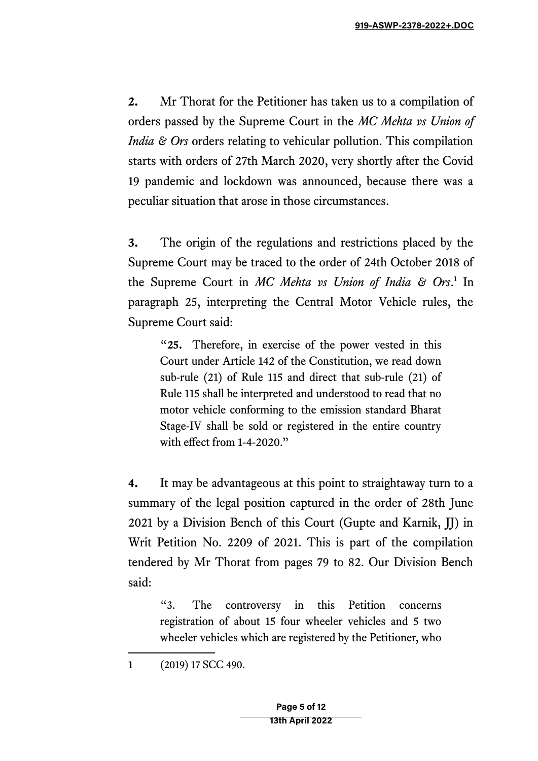**2.** Mr Thorat for the Petitioner has taken us to a compilation of orders passed by the Supreme Court in the *MC Mehta vs Union of India & Ors* orders relating to vehicular pollution. This compilation starts with orders of 27th March 2020, very shortly after the Covid 19 pandemic and lockdown was announced, because there was a peculiar situation that arose in those circumstances.

**3.** The origin of the regulations and restrictions placed by the Supreme Court may be traced to the order of 24th October 2018 of the Supreme Court in *MC Mehta vs Union of India & Ors*.[1] In paragraph 25, interpreting the Central Motor Vehicle rules, the Supreme Court said:

> "**25.** Therefore, in exercise of the power vested in this Court under Article 142 of the Constitution, we read down sub-rule (21) of Rule 115 and direct that sub-rule (21) of Rule 115 shall be interpreted and understood to read that no motor vehicle conforming to the emission standard Bharat Stage-IV shall be sold or registered in the entire country with effect from 1-4-2020."

**4.** It may be advantageous at this point to straightaway turn to a summary of the legal position captured in the order of 28th June 2021 by a Division Bench of this Court (Gupte and Karnik, JJ) in Writ Petition No. 2209 of 2021. This is part of the compilation tendered by Mr Thorat from pages 79 to 82. Our Division Bench said:

> "3. The controversy in this Petition concerns registration of about 15 four wheeler vehicles and 5 two wheeler vehicles which are registered by the Petitioner, who

---

1 (2019) 17 SCC 490.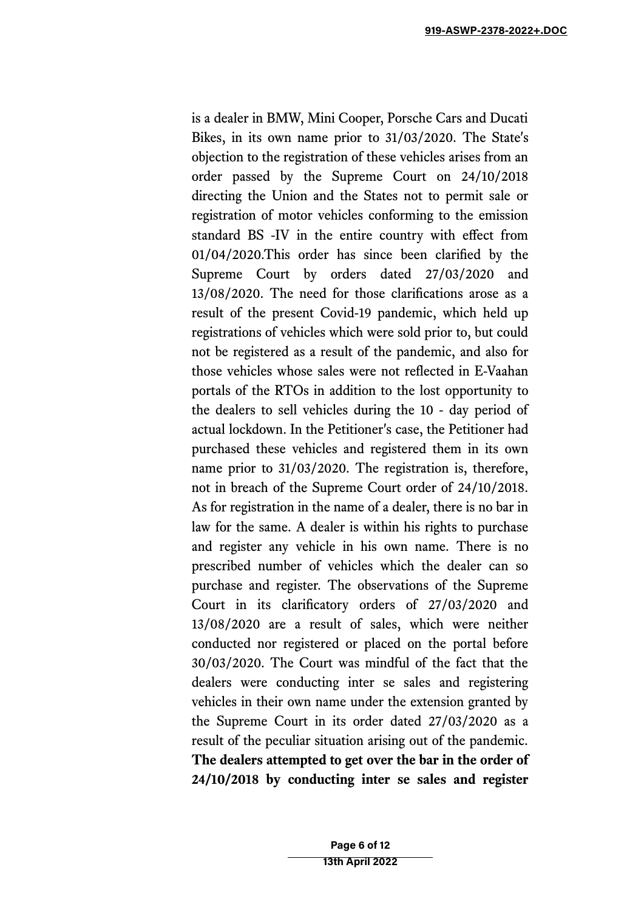is a dealer in BMW, Mini Cooper, Porsche Cars and Ducati Bikes, in its own name prior to 31/03/2020. The State's objection to the registration of these vehicles arises from an order passed by the Supreme Court on 24/10/2018 directing the Union and the States not to permit sale or registration of motor vehicles conforming to the emission standard BS -IV in the entire country with effect from 01/04/2020.This order has since been clarified by the Supreme Court by orders dated 27/03/2020 and 13/08/2020. The need for those clarifications arose as a result of the present Covid-19 pandemic, which held up registrations of vehicles which were sold prior to, but could not be registered as a result of the pandemic, and also for those vehicles whose sales were not reflected in E-Vaahan portals of the RTOs in addition to the lost opportunity to the dealers to sell vehicles during the 10 - day period of actual lockdown. In the Petitioner's case, the Petitioner had purchased these vehicles and registered them in its own name prior to 31/03/2020. The registration is, therefore, not in breach of the Supreme Court order of 24/10/2018. As for registration in the name of a dealer, there is no bar in law for the same. A dealer is within his rights to purchase and register any vehicle in his own name. There is no prescribed number of vehicles which the dealer can so purchase and register. The observations of the Supreme Court in its clarificatory orders of 27/03/2020 and 13/08/2020 are a result of sales, which were neither conducted nor registered or placed on the portal before 30/03/2020. The Court was mindful of the fact that the dealers were conducting inter se sales and registering vehicles in their own name under the extension granted by the Supreme Court in its order dated 27/03/2020 as a result of the peculiar situation arising out of the pandemic. **The dealers attempted to get over the bar in the order of 24/10/2018 by conducting inter se sales and register**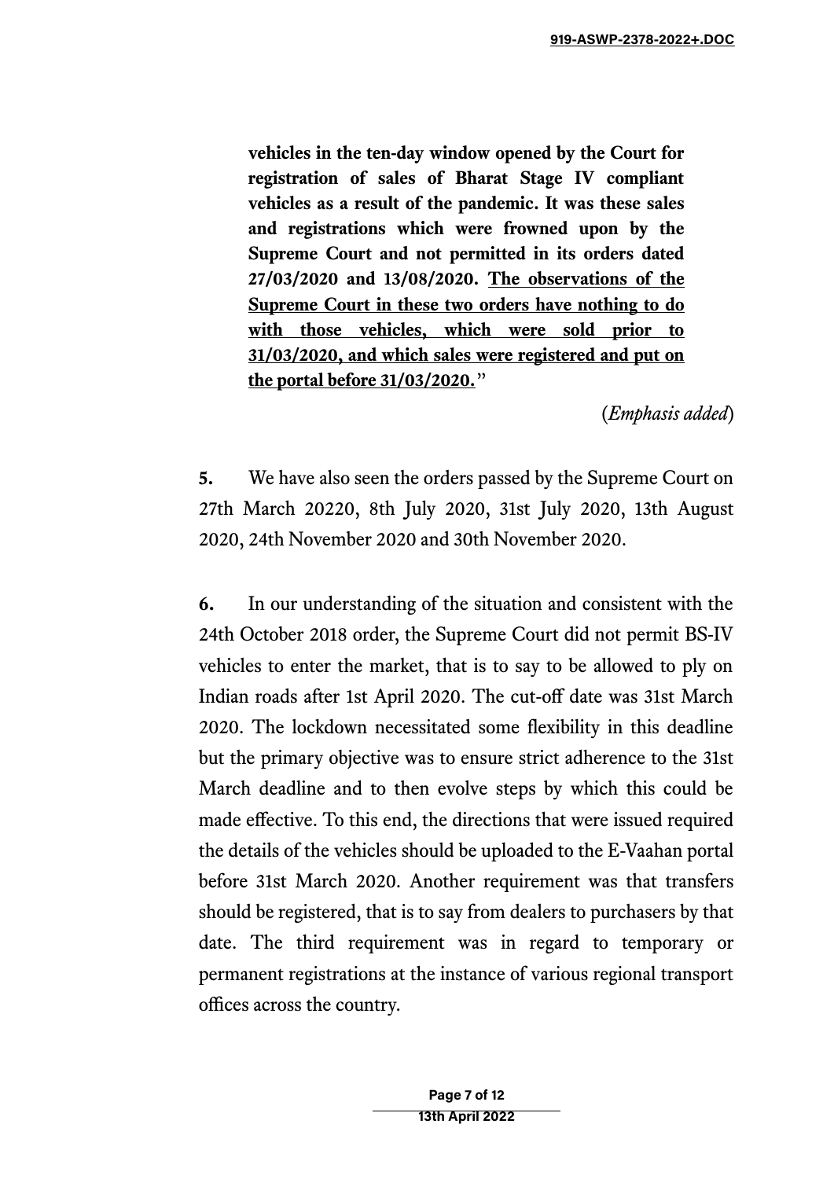> **vehicles in the ten-day window opened by the Court for registration of sales of Bharat Stage IV compliant vehicles as a result of the pandemic. It was these sales and registrations which were frowned upon by the Supreme Court and not permitted in its orders dated 27/03/2020 and 13/08/2020. <u>The observations of the Supreme Court in these two orders have nothing to do with those vehicles, which were sold prior to 31/03/2020, and which sales were registered and put on the portal before 31/03/2020.</u>"**
>
> (*Emphasis added*)

**5.** We have also seen the orders passed by the Supreme Court on 27th March 20220, 8th July 2020, 31st July 2020, 13th August 2020, 24th November 2020 and 30th November 2020.

**6.** In our understanding of the situation and consistent with the 24th October 2018 order, the Supreme Court did not permit BS-IV vehicles to enter the market, that is to say to be allowed to ply on Indian roads after 1st April 2020. The cut-off date was 31st March 2020. The lockdown necessitated some flexibility in this deadline but the primary objective was to ensure strict adherence to the 31st March deadline and to then evolve steps by which this could be made effective. To this end, the directions that were issued required the details of the vehicles should be uploaded to the E-Vaahan portal before 31st March 2020. Another requirement was that transfers should be registered, that is to say from dealers to purchasers by that date. The third requirement was in regard to temporary or permanent registrations at the instance of various regional transport offices across the country.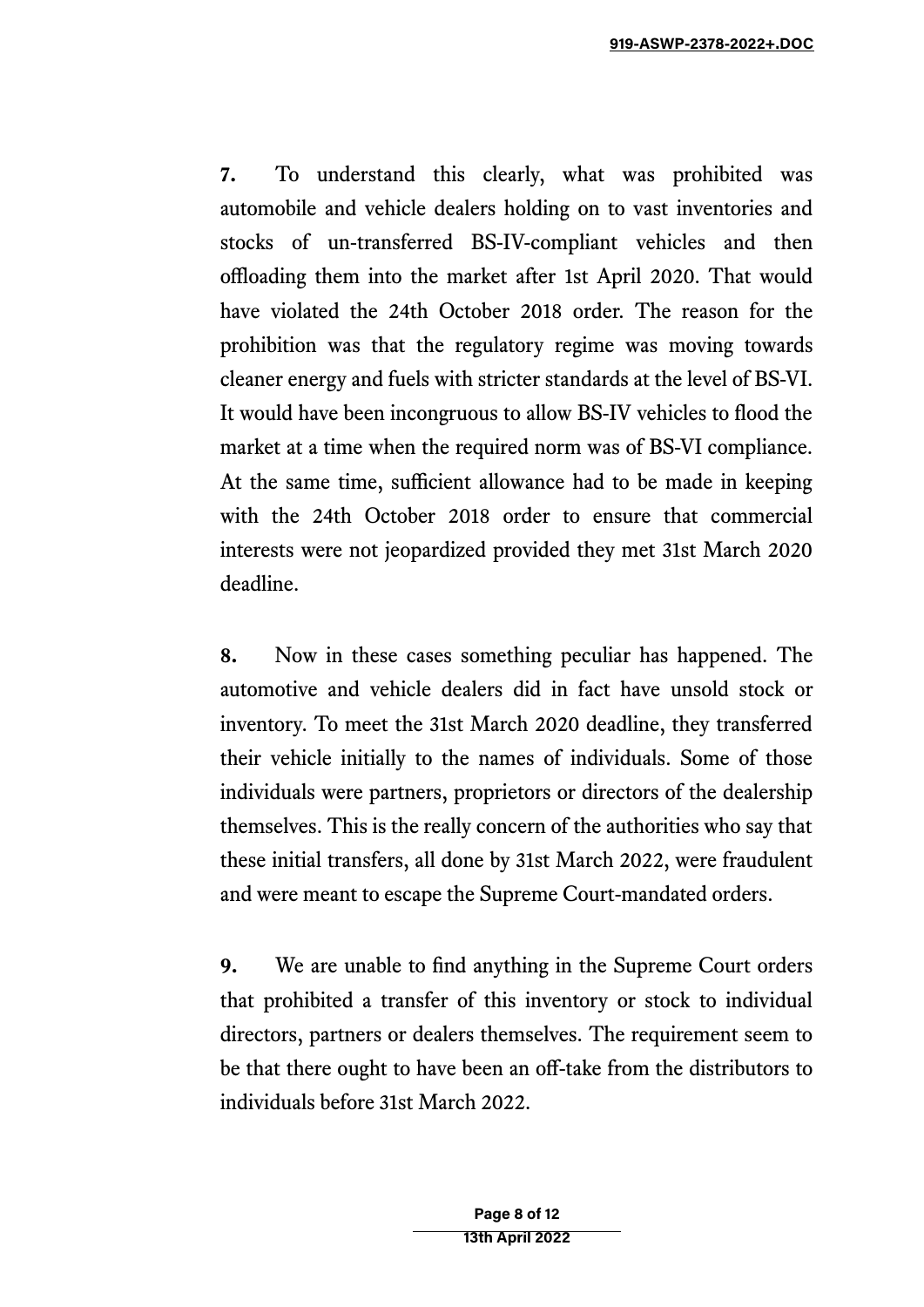**7.** To understand this clearly, what was prohibited was automobile and vehicle dealers holding on to vast inventories and stocks of un-transferred BS-IV-compliant vehicles and then offloading them into the market after 1st April 2020. That would have violated the 24th October 2018 order. The reason for the prohibition was that the regulatory regime was moving towards cleaner energy and fuels with stricter standards at the level of BS-VI. It would have been incongruous to allow BS-IV vehicles to flood the market at a time when the required norm was of BS-VI compliance. At the same time, sufficient allowance had to be made in keeping with the 24th October 2018 order to ensure that commercial interests were not jeopardized provided they met 31st March 2020 deadline.

**8.** Now in these cases something peculiar has happened. The automotive and vehicle dealers did in fact have unsold stock or inventory. To meet the 31st March 2020 deadline, they transferred their vehicle initially to the names of individuals. Some of those individuals were partners, proprietors or directors of the dealership themselves. This is the really concern of the authorities who say that these initial transfers, all done by 31st March 2022, were fraudulent and were meant to escape the Supreme Court-mandated orders.

**9.** We are unable to find anything in the Supreme Court orders that prohibited a transfer of this inventory or stock to individual directors, partners or dealers themselves. The requirement seem to be that there ought to have been an off-take from the distributors to individuals before 31st March 2022.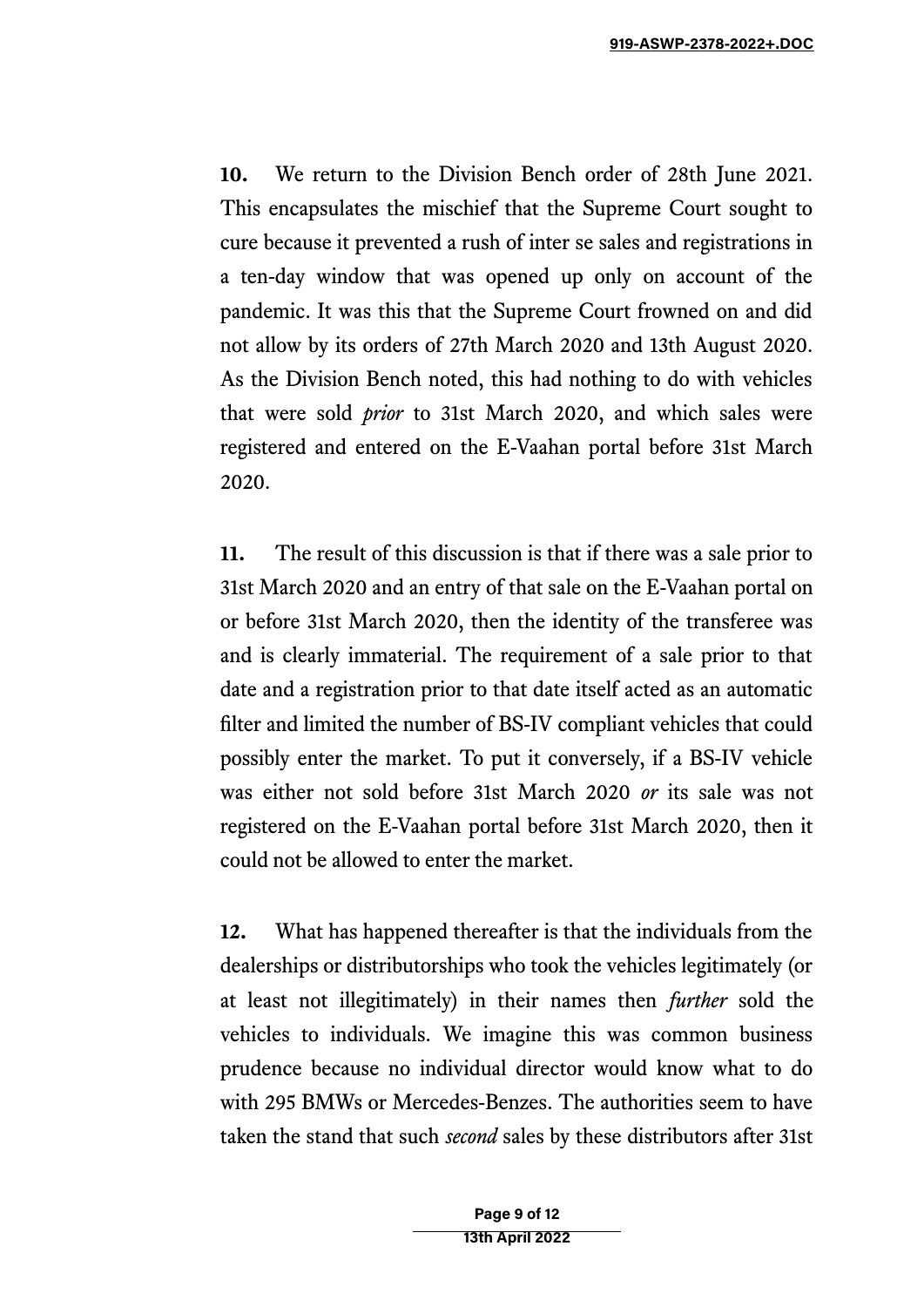**10.** We return to the Division Bench order of 28th June 2021. This encapsulates the mischief that the Supreme Court sought to cure because it prevented a rush of inter se sales and registrations in a ten-day window that was opened up only on account of the pandemic. It was this that the Supreme Court frowned on and did not allow by its orders of 27th March 2020 and 13th August 2020. As the Division Bench noted, this had nothing to do with vehicles that were sold *prior* to 31st March 2020, and which sales were registered and entered on the E-Vaahan portal before 31st March 2020.

**11.** The result of this discussion is that if there was a sale prior to 31st March 2020 and an entry of that sale on the E-Vaahan portal on or before 31st March 2020, then the identity of the transferee was and is clearly immaterial. The requirement of a sale prior to that date and a registration prior to that date itself acted as an automatic filter and limited the number of BS-IV compliant vehicles that could possibly enter the market. To put it conversely, if a BS-IV vehicle was either not sold before 31st March 2020 *or* its sale was not registered on the E-Vaahan portal before 31st March 2020, then it could not be allowed to enter the market.

**12.** What has happened thereafter is that the individuals from the dealerships or distributorships who took the vehicles legitimately (or at least not illegitimately) in their names then *further* sold the vehicles to individuals. We imagine this was common business prudence because no individual director would know what to do with 295 BMWs or Mercedes-Benzes. The authorities seem to have taken the stand that such *second* sales by these distributors after 31st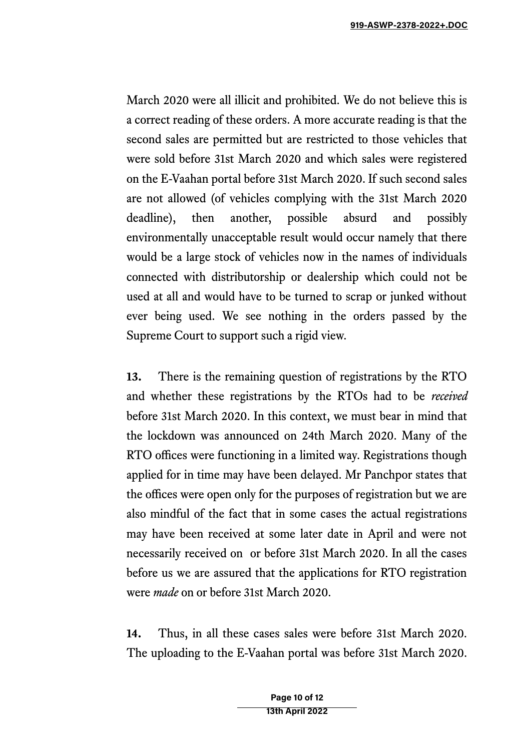March 2020 were all illicit and prohibited. We do not believe this is a correct reading of these orders. A more accurate reading is that the second sales are permitted but are restricted to those vehicles that were sold before 31st March 2020 and which sales were registered on the E-Vaahan portal before 31st March 2020. If such second sales are not allowed (of vehicles complying with the 31st March 2020 deadline), then another, possible absurd and possibly environmentally unacceptable result would occur namely that there would be a large stock of vehicles now in the names of individuals connected with distributorship or dealership which could not be used at all and would have to be turned to scrap or junked without ever being used. We see nothing in the orders passed by the Supreme Court to support such a rigid view.

**13.** There is the remaining question of registrations by the RTO and whether these registrations by the RTOs had to be *received* before 31st March 2020. In this context, we must bear in mind that the lockdown was announced on 24th March 2020. Many of the RTO offices were functioning in a limited way. Registrations though applied for in time may have been delayed. Mr Panchpor states that the offices were open only for the purposes of registration but we are also mindful of the fact that in some cases the actual registrations may have been received at some later date in April and were not necessarily received on or before 31st March 2020. In all the cases before us we are assured that the applications for RTO registration were *made* on or before 31st March 2020.

**14.** Thus, in all these cases sales were before 31st March 2020. The uploading to the E-Vaahan portal was before 31st March 2020.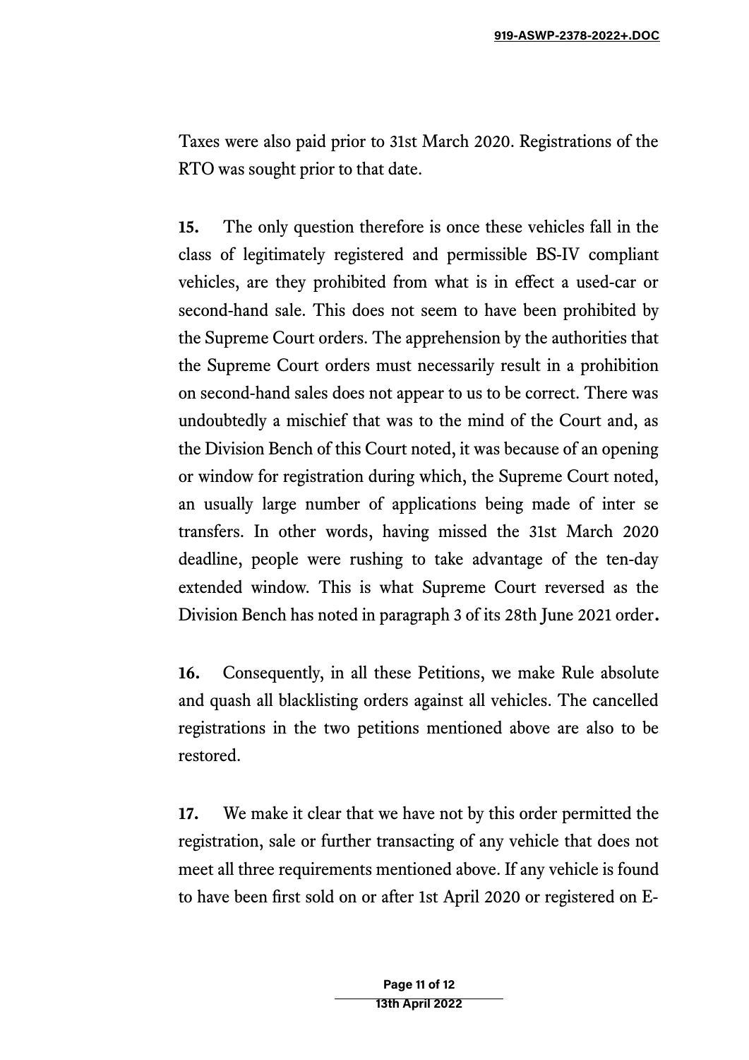Taxes were also paid prior to 31st March 2020. Registrations of the RTO was sought prior to that date.

**15.** The only question therefore is once these vehicles fall in the class of legitimately registered and permissible BS-IV compliant vehicles, are they prohibited from what is in effect a used-car or second-hand sale. This does not seem to have been prohibited by the Supreme Court orders. The apprehension by the authorities that the Supreme Court orders must necessarily result in a prohibition on second-hand sales does not appear to us to be correct. There was undoubtedly a mischief that was to the mind of the Court and, as the Division Bench of this Court noted, it was because of an opening or window for registration during which, the Supreme Court noted, an usually large number of applications being made of inter se transfers. In other words, having missed the 31st March 2020 deadline, people were rushing to take advantage of the ten-day extended window. This is what Supreme Court reversed as the Division Bench has noted in paragraph 3 of its 28th June 2021 order.

**16.** Consequently, in all these Petitions, we make Rule absolute and quash all blacklisting orders against all vehicles. The cancelled registrations in the two petitions mentioned above are also to be restored.

**17.** We make it clear that we have not by this order permitted the registration, sale or further transacting of any vehicle that does not meet all three requirements mentioned above. If any vehicle is found to have been first sold on or after 1st April 2020 or registered on E-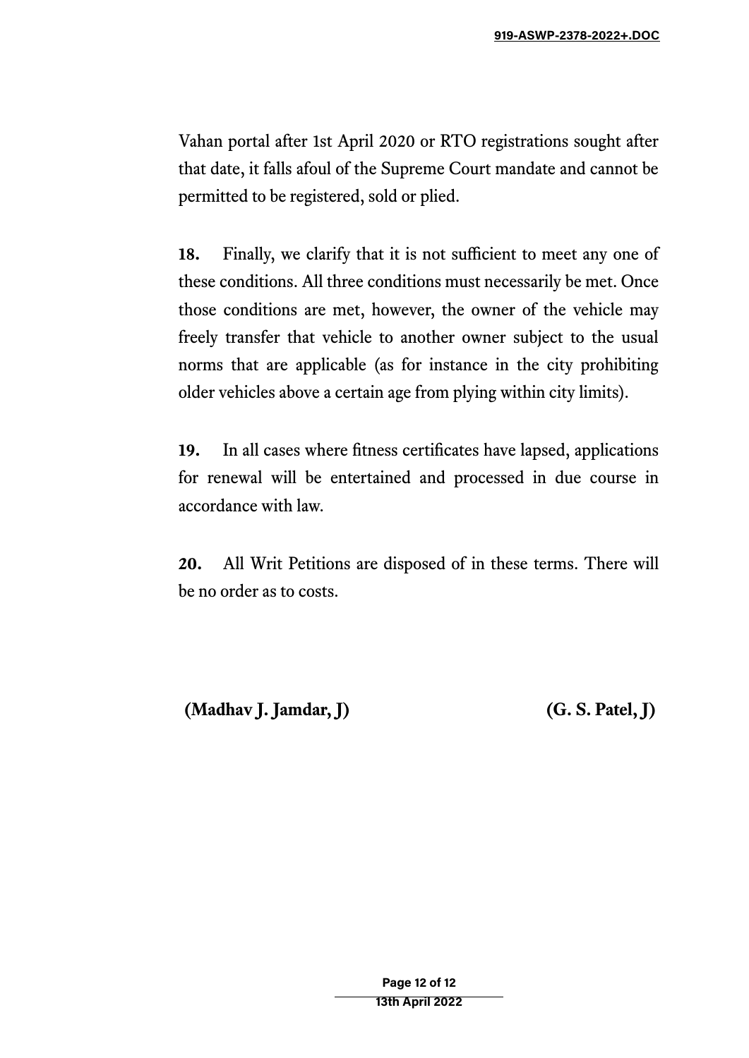Vahan portal after 1st April 2020 or RTO registrations sought after that date, it falls afoul of the Supreme Court mandate and cannot be permitted to be registered, sold or plied.

**18.** Finally, we clarify that it is not sufficient to meet any one of these conditions. All three conditions must necessarily be met. Once those conditions are met, however, the owner of the vehicle may freely transfer that vehicle to another owner subject to the usual norms that are applicable (as for instance in the city prohibiting older vehicles above a certain age from plying within city limits).

**19.** In all cases where fitness certificates have lapsed, applications for renewal will be entertained and processed in due course in accordance with law.

**20.** All Writ Petitions are disposed of in these terms. There will be no order as to costs.

**(Madhav J. Jamdar, J)** **(G. S. Patel, J)**

13th April 2022